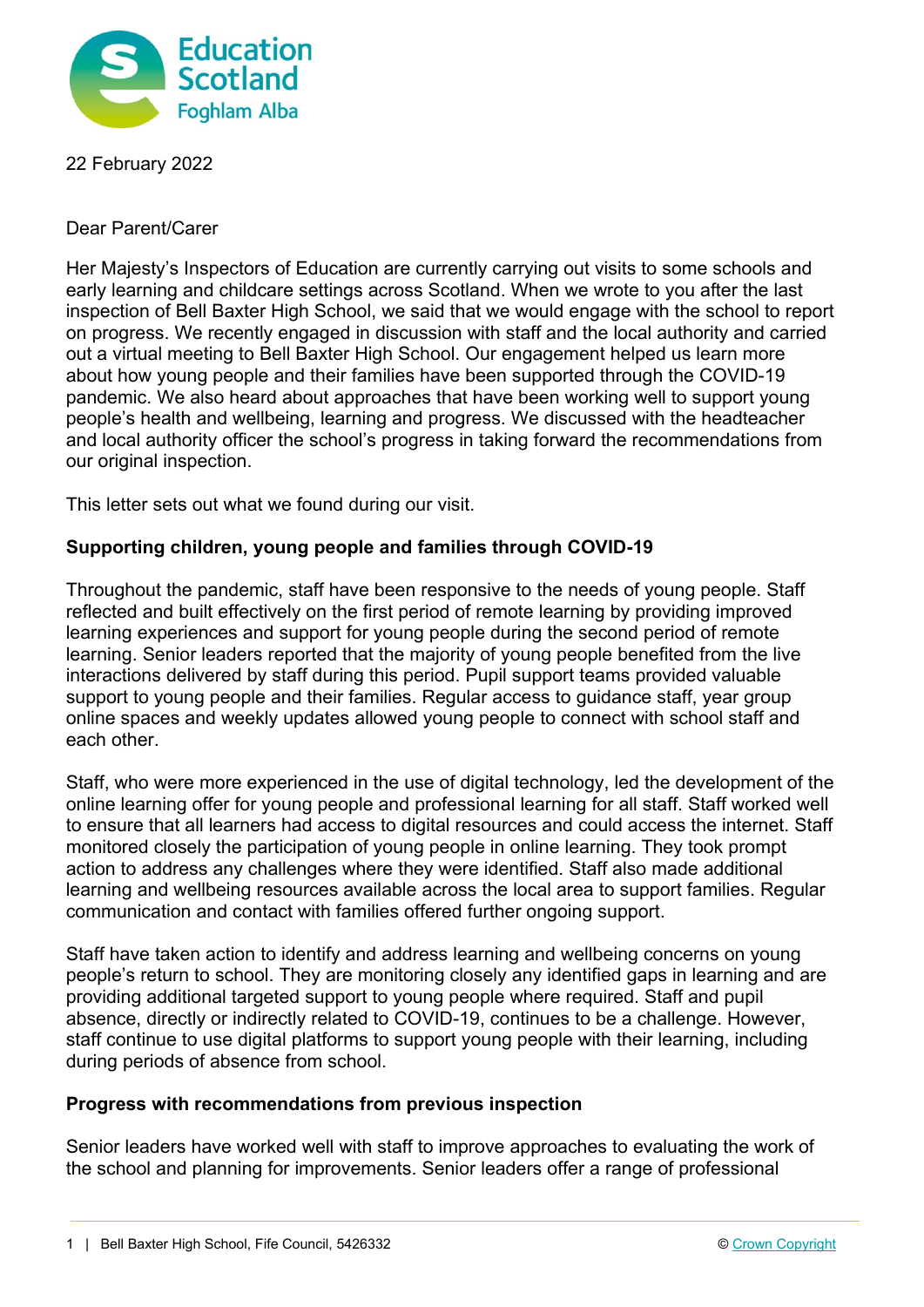22 February 2022

Dear Parent/Carer

Her Majesty's Inspectors of Education are currently carrying out visits to some schools and early learning and childcare settings across Scotland. When we wrote to you after the last inspection of Bell Baxter High School, we said that we would engage with the school to report on progress. We recently engaged in discussion with staff and the local authority and carried out a virtual meeting to Bell Baxter High School. Our engagement helped us learn more about how young people and their families have been supported through the COVID-19 pandemic. We also heard about approaches that have been working well to support young people's health and wellbeing, learning and progress. We discussed with the headteacher and local authority officer the school's progress in taking forward the recommendations from our original inspection.

This letter sets out what we found during our visit.

**Supporting children, young people and families through COVID-19**

Throughout the pandemic, staff have been responsive to the needs of young people. Staff reflected and built effectively on the first period of remote learning by providing improved learning experiences and support for young people during the second period of remote learning. Senior leaders reported that the majority of young people benefited from the live interactions delivered by staff during this period. Pupil support teams provided valuable support to young people and their families. Regular access to guidance staff, year group online spaces and weekly updates allowed young people to connect with school staff and each other.

Staff, who were more experienced in the use of digital technology, led the development of the online learning offer for young people and professional learning for all staff. Staff worked well to ensure that all learners had access to digital resources and could access the internet. Staff monitored closely the participation of young people in online learning. They took prompt action to address any challenges where they were identified. Staff also made additional learning and wellbeing resources available across the local area to support families. Regular communication and contact with families offered further ongoing support.

Staff have taken action to identify and address learning and wellbeing concerns on young people's return to school. They are monitoring closely any identified gaps in learning and are providing additional targeted support to young people where required. Staff and pupil absence, directly or indirectly related to COVID-19, continues to be a challenge. However, staff continue to use digital platforms to support young people with their learning, including during periods of absence from school.

**Progress with recommendations from previous inspection**

Senior leaders have worked well with staff to improve approaches to evaluating the work of the school and planning for improvements. Senior leaders offer a range of professional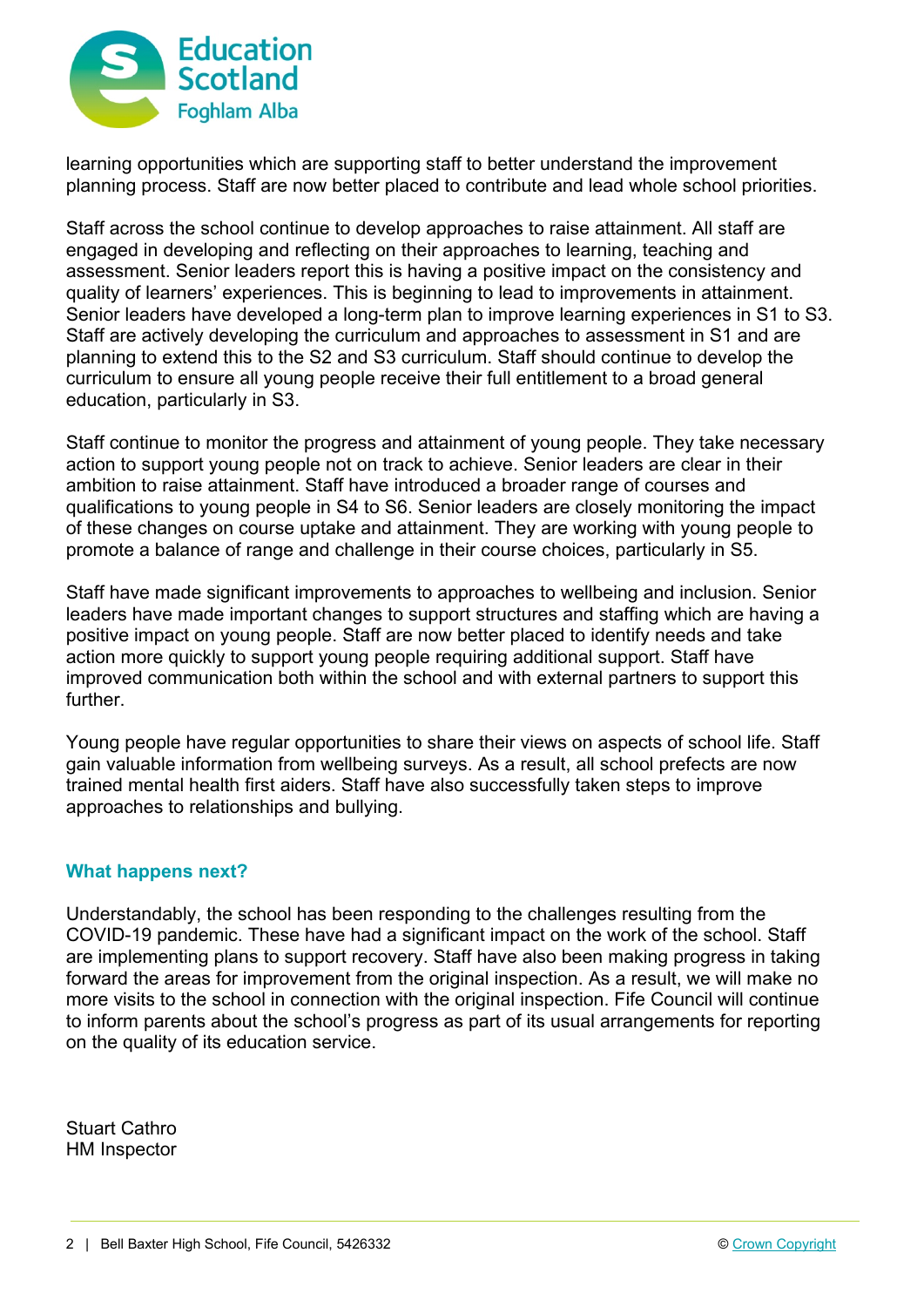learning opportunities which are supporting staff to better understand the improvement planning process. Staff are now better placed to contribute and lead whole school priorities.

Staff across the school continue to develop approaches to raise attainment. All staff are engaged in developing and reflecting on their approaches to learning, teaching and assessment. Senior leaders report this is having a positive impact on the consistency and quality of learners' experiences. This is beginning to lead to improvements in attainment. Senior leaders have developed a long-term plan to improve learning experiences in S1 to S3. Staff are actively developing the curriculum and approaches to assessment in S1 and are planning to extend this to the S2 and S3 curriculum. Staff should continue to develop the curriculum to ensure all young people receive their full entitlement to a broad general education, particularly in S3.

Staff continue to monitor the progress and attainment of young people. They take necessary action to support young people not on track to achieve. Senior leaders are clear in their ambition to raise attainment. Staff have introduced a broader range of courses and qualifications to young people in S4 to S6. Senior leaders are closely monitoring the impact of these changes on course uptake and attainment. They are working with young people to promote a balance of range and challenge in their course choices, particularly in S5.

Staff have made significant improvements to approaches to wellbeing and inclusion. Senior leaders have made important changes to support structures and staffing which are having a positive impact on young people. Staff are now better placed to identify needs and take action more quickly to support young people requiring additional support. Staff have improved communication both within the school and with external partners to support this further.

Young people have regular opportunities to share their views on aspects of school life. Staff gain valuable information from wellbeing surveys. As a result, all school prefects are now trained mental health first aiders. Staff have also successfully taken steps to improve approaches to relationships and bullying.

## What happens next?

Understandably, the school has been responding to the challenges resulting from the COVID-19 pandemic. These have had a significant impact on the work of the school. Staff are implementing plans to support recovery. Staff have also been making progress in taking forward the areas for improvement from the original inspection. As a result, we will make no more visits to the school in connection with the original inspection. Fife Council will continue to inform parents about the school's progress as part of its usual arrangements for reporting on the quality of its education service.

Stuart Cathro
HM Inspector